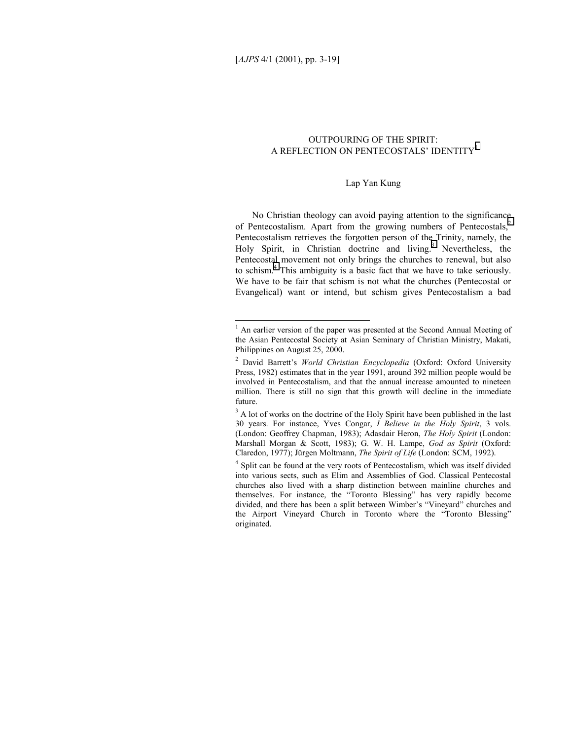# OUTPOURING OF THE SPIRIT: A REFLECTION ON PENTECOSTALS' IDENTITY[1]

Lap Yan Kung

No Christian theology can avoid paying attention to the significance of Pentecostalism. Apart from the growing numbers of Pentecostals,[2] Pentecostalism retrieves the forgotten person of the Trinity, namely, the Holy Spirit, in Christian doctrine and living.[3] Nevertheless, the Pentecostal movement not only brings the churches to renewal, but also to schism.[4] This ambiguity is a basic fact that we have to take seriously. We have to be fair that schism is not what the churches (Pentecostal or Evangelical) want or intend, but schism gives Pentecostalism a bad

---

[1] An earlier version of the paper was presented at the Second Annual Meeting of the Asian Pentecostal Society at Asian Seminary of Christian Ministry, Makati, Philippines on August 25, 2000.

[2] David Barrett's *World Christian Encyclopedia* (Oxford: Oxford University Press, 1982) estimates that in the year 1991, around 392 million people would be involved in Pentecostalism, and that the annual increase amounted to nineteen million. There is still no sign that this growth will decline in the immediate future.

[3] A lot of works on the doctrine of the Holy Spirit have been published in the last 30 years. For instance, Yves Congar, *I Believe in the Holy Spirit*, 3 vols. (London: Geoffrey Chapman, 1983); Adasdair Heron, *The Holy Spirit* (London: Marshall Morgan & Scott, 1983); G. W. H. Lampe, *God as Spirit* (Oxford: Claredon, 1977); Jürgen Moltmann, *The Spirit of Life* (London: SCM, 1992).

[4] Split can be found at the very roots of Pentecostalism, which was itself divided into various sects, such as Elim and Assemblies of God. Classical Pentecostal churches also lived with a sharp distinction between mainline churches and themselves. For instance, the "Toronto Blessing" has very rapidly become divided, and there has been a split between Wimber's "Vineyard" churches and the Airport Vineyard Church in Toronto where the "Toronto Blessing" originated.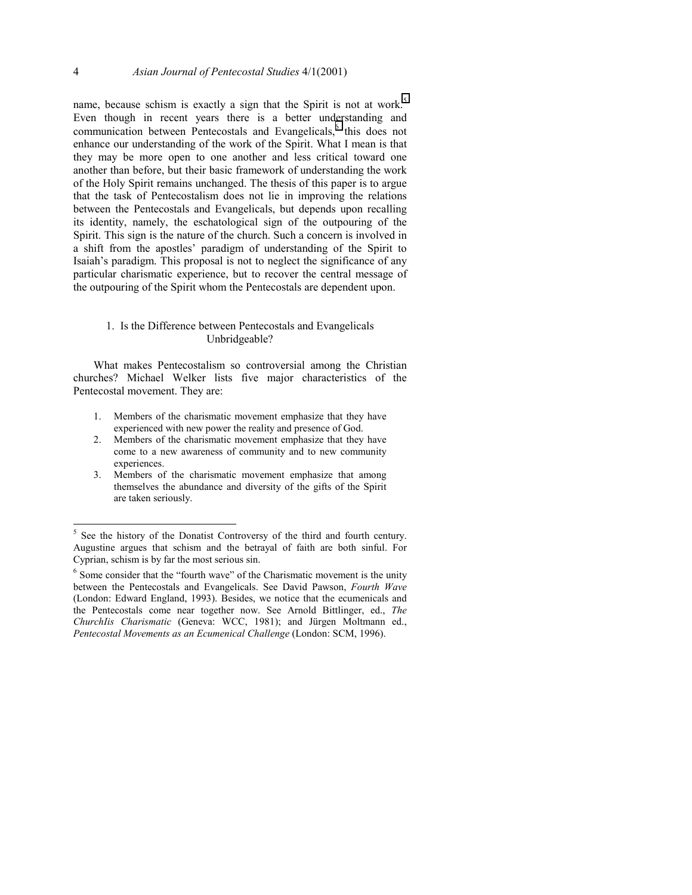name, because schism is exactly a sign that the Spirit is not at work.[5] Even though in recent years there is a better understanding and communication between Pentecostals and Evangelicals,[6] this does not enhance our understanding of the work of the Spirit. What I mean is that they may be more open to one another and less critical toward one another than before, but their basic framework of understanding the work of the Holy Spirit remains unchanged. The thesis of this paper is to argue that the task of Pentecostalism does not lie in improving the relations between the Pentecostals and Evangelicals, but depends upon recalling its identity, namely, the eschatological sign of the outpouring of the Spirit. This sign is the nature of the church. Such a concern is involved in a shift from the apostles' paradigm of understanding of the Spirit to Isaiah's paradigm. This proposal is not to neglect the significance of any particular charismatic experience, but to recover the central message of the outpouring of the Spirit whom the Pentecostals are dependent upon.

## 1. Is the Difference between Pentecostals and Evangelicals Unbridgeable?

What makes Pentecostalism so controversial among the Christian churches? Michael Welker lists five major characteristics of the Pentecostal movement. They are:

1. Members of the charismatic movement emphasize that they have experienced with new power the reality and presence of God.
2. Members of the charismatic movement emphasize that they have come to a new awareness of community and to new community experiences.
3. Members of the charismatic movement emphasize that among themselves the abundance and diversity of the gifts of the Spirit are taken seriously.

---

[5] See the history of the Donatist Controversy of the third and fourth century. Augustine argues that schism and the betrayal of faith are both sinful. For Cyprian, schism is by far the most serious sin.

[6] Some consider that the "fourth wave" of the Charismatic movement is the unity between the Pentecostals and Evangelicals. See David Pawson, *Fourth Wave* (London: Edward England, 1993). Besides, we notice that the ecumenicals and the Pentecostals come near together now. See Arnold Bittlinger, ed., *The ChurchIis Charismatic* (Geneva: WCC, 1981); and Jürgen Moltmann ed., *Pentecostal Movements as an Ecumenical Challenge* (London: SCM, 1996).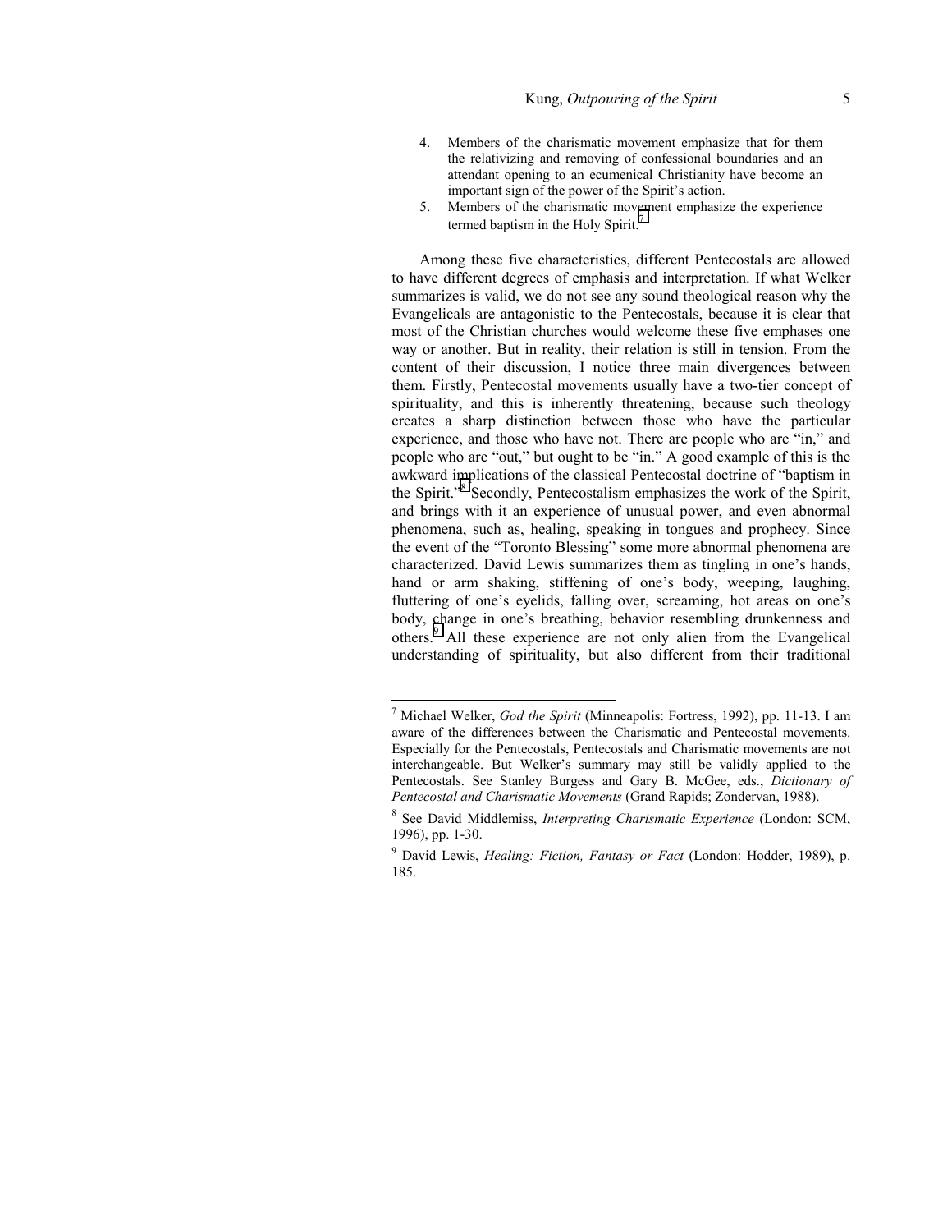4. Members of the charismatic movement emphasize that for them the relativizing and removing of confessional boundaries and an attendant opening to an ecumenical Christianity have become an important sign of the power of the Spirit's action.
5. Members of the charismatic movement emphasize the experience termed baptism in the Holy Spirit.[7]

Among these five characteristics, different Pentecostals are allowed to have different degrees of emphasis and interpretation. If what Welker summarizes is valid, we do not see any sound theological reason why the Evangelicals are antagonistic to the Pentecostals, because it is clear that most of the Christian churches would welcome these five emphases one way or another. But in reality, their relation is still in tension. From the content of their discussion, I notice three main divergences between them. Firstly, Pentecostal movements usually have a two-tier concept of spirituality, and this is inherently threatening, because such theology creates a sharp distinction between those who have the particular experience, and those who have not. There are people who are "in," and people who are "out," but ought to be "in." A good example of this is the awkward implications of the classical Pentecostal doctrine of "baptism in the Spirit."[8] Secondly, Pentecostalism emphasizes the work of the Spirit, and brings with it an experience of unusual power, and even abnormal phenomena, such as, healing, speaking in tongues and prophecy. Since the event of the "Toronto Blessing" some more abnormal phenomena are characterized. David Lewis summarizes them as tingling in one's hands, hand or arm shaking, stiffening of one's body, weeping, laughing, fluttering of one's eyelids, falling over, screaming, hot areas on one's body, change in one's breathing, behavior resembling drunkenness and others.[9] All these experience are not only alien from the Evangelical understanding of spirituality, but also different from their traditional

---

[7] Michael Welker, *God the Spirit* (Minneapolis: Fortress, 1992), pp. 11-13. I am aware of the differences between the Charismatic and Pentecostal movements. Especially for the Pentecostals, Pentecostals and Charismatic movements are not interchangeable. But Welker's summary may still be validly applied to the Pentecostals. See Stanley Burgess and Gary B. McGee, eds., *Dictionary of Pentecostal and Charismatic Movements* (Grand Rapids; Zondervan, 1988).

[8] See David Middlemiss, *Interpreting Charismatic Experience* (London: SCM, 1996), pp. 1-30.

[9] David Lewis, *Healing: Fiction, Fantasy or Fact* (London: Hodder, 1989), p. 185.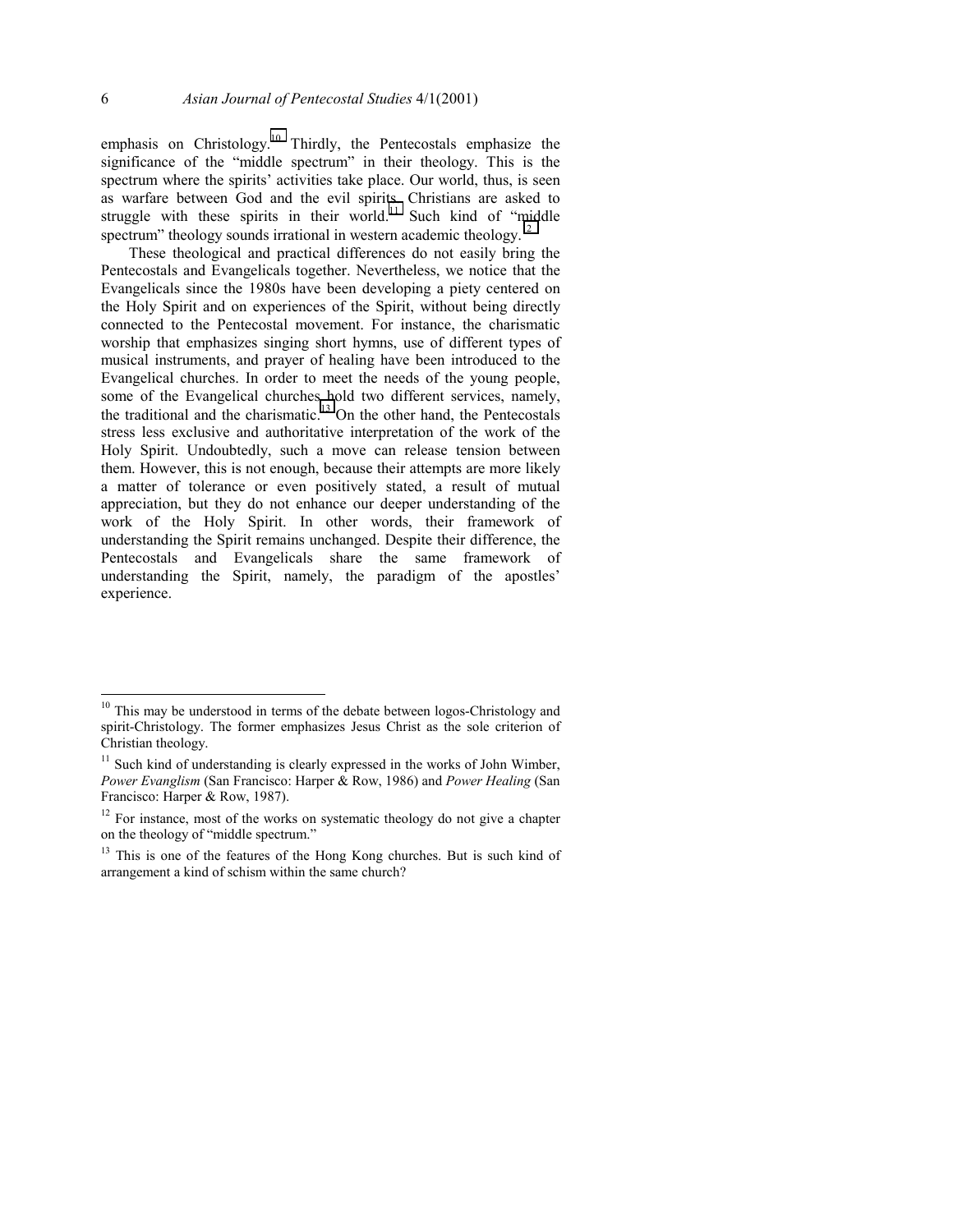emphasis on Christology.[10] Thirdly, the Pentecostals emphasize the significance of the "middle spectrum" in their theology. This is the spectrum where the spirits' activities take place. Our world, thus, is seen as warfare between God and the evil spirits. Christians are asked to struggle with these spirits in their world.[11] Such kind of "middle spectrum" theology sounds irrational in western academic theology.[12]

These theological and practical differences do not easily bring the Pentecostals and Evangelicals together. Nevertheless, we notice that the Evangelicals since the 1980s have been developing a piety centered on the Holy Spirit and on experiences of the Spirit, without being directly connected to the Pentecostal movement. For instance, the charismatic worship that emphasizes singing short hymns, use of different types of musical instruments, and prayer of healing have been introduced to the Evangelical churches. In order to meet the needs of the young people, some of the Evangelical churches hold two different services, namely, the traditional and the charismatic.[13] On the other hand, the Pentecostals stress less exclusive and authoritative interpretation of the work of the Holy Spirit. Undoubtedly, such a move can release tension between them. However, this is not enough, because their attempts are more likely a matter of tolerance or even positively stated, a result of mutual appreciation, but they do not enhance our deeper understanding of the work of the Holy Spirit. In other words, their framework of understanding the Spirit remains unchanged. Despite their difference, the Pentecostals and Evangelicals share the same framework of understanding the Spirit, namely, the paradigm of the apostles' experience.

---

[10] This may be understood in terms of the debate between logos-Christology and spirit-Christology. The former emphasizes Jesus Christ as the sole criterion of Christian theology.

[11] Such kind of understanding is clearly expressed in the works of John Wimber, *Power Evanglism* (San Francisco: Harper & Row, 1986) and *Power Healing* (San Francisco: Harper & Row, 1987).

[12] For instance, most of the works on systematic theology do not give a chapter on the theology of "middle spectrum."

[13] This is one of the features of the Hong Kong churches. But is such kind of arrangement a kind of schism within the same church?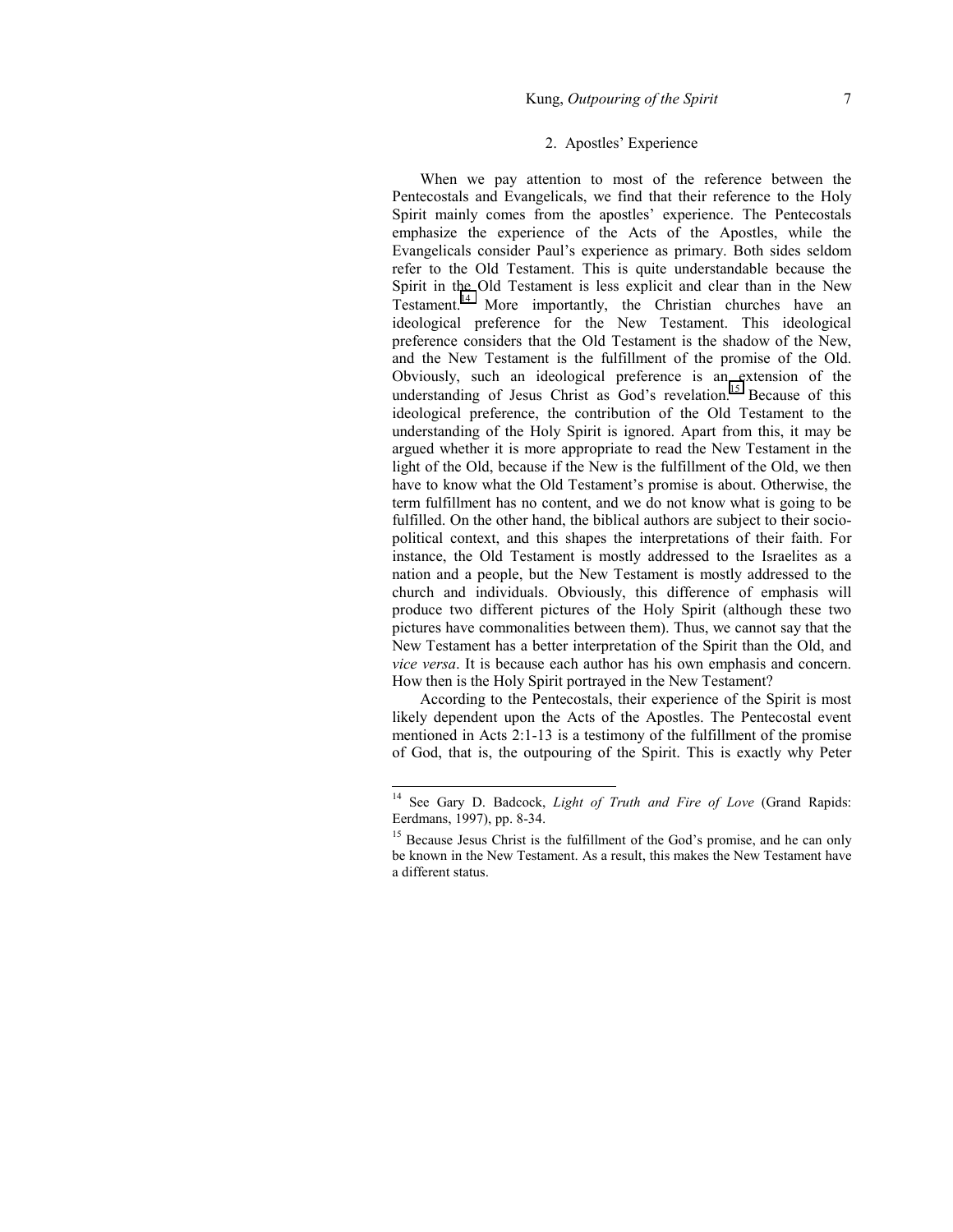## 2. Apostles' Experience

When we pay attention to most of the reference between the Pentecostals and Evangelicals, we find that their reference to the Holy Spirit mainly comes from the apostles' experience. The Pentecostals emphasize the experience of the Acts of the Apostles, while the Evangelicals consider Paul's experience as primary. Both sides seldom refer to the Old Testament. This is quite understandable because the Spirit in the Old Testament is less explicit and clear than in the New Testament.[14] More importantly, the Christian churches have an ideological preference for the New Testament. This ideological preference considers that the Old Testament is the shadow of the New, and the New Testament is the fulfillment of the promise of the Old. Obviously, such an ideological preference is an extension of the understanding of Jesus Christ as God's revelation.[15] Because of this ideological preference, the contribution of the Old Testament to the understanding of the Holy Spirit is ignored. Apart from this, it may be argued whether it is more appropriate to read the New Testament in the light of the Old, because if the New is the fulfillment of the Old, we then have to know what the Old Testament's promise is about. Otherwise, the term fulfillment has no content, and we do not know what is going to be fulfilled. On the other hand, the biblical authors are subject to their socio-political context, and this shapes the interpretations of their faith. For instance, the Old Testament is mostly addressed to the Israelites as a nation and a people, but the New Testament is mostly addressed to the church and individuals. Obviously, this difference of emphasis will produce two different pictures of the Holy Spirit (although these two pictures have commonalities between them). Thus, we cannot say that the New Testament has a better interpretation of the Spirit than the Old, and *vice versa*. It is because each author has his own emphasis and concern. How then is the Holy Spirit portrayed in the New Testament?

According to the Pentecostals, their experience of the Spirit is most likely dependent upon the Acts of the Apostles. The Pentecostal event mentioned in Acts 2:1-13 is a testimony of the fulfillment of the promise of God, that is, the outpouring of the Spirit. This is exactly why Peter

---

[14] See Gary D. Badcock, *Light of Truth and Fire of Love* (Grand Rapids: Eerdmans, 1997), pp. 8-34.

[15] Because Jesus Christ is the fulfillment of the God's promise, and he can only be known in the New Testament. As a result, this makes the New Testament have a different status.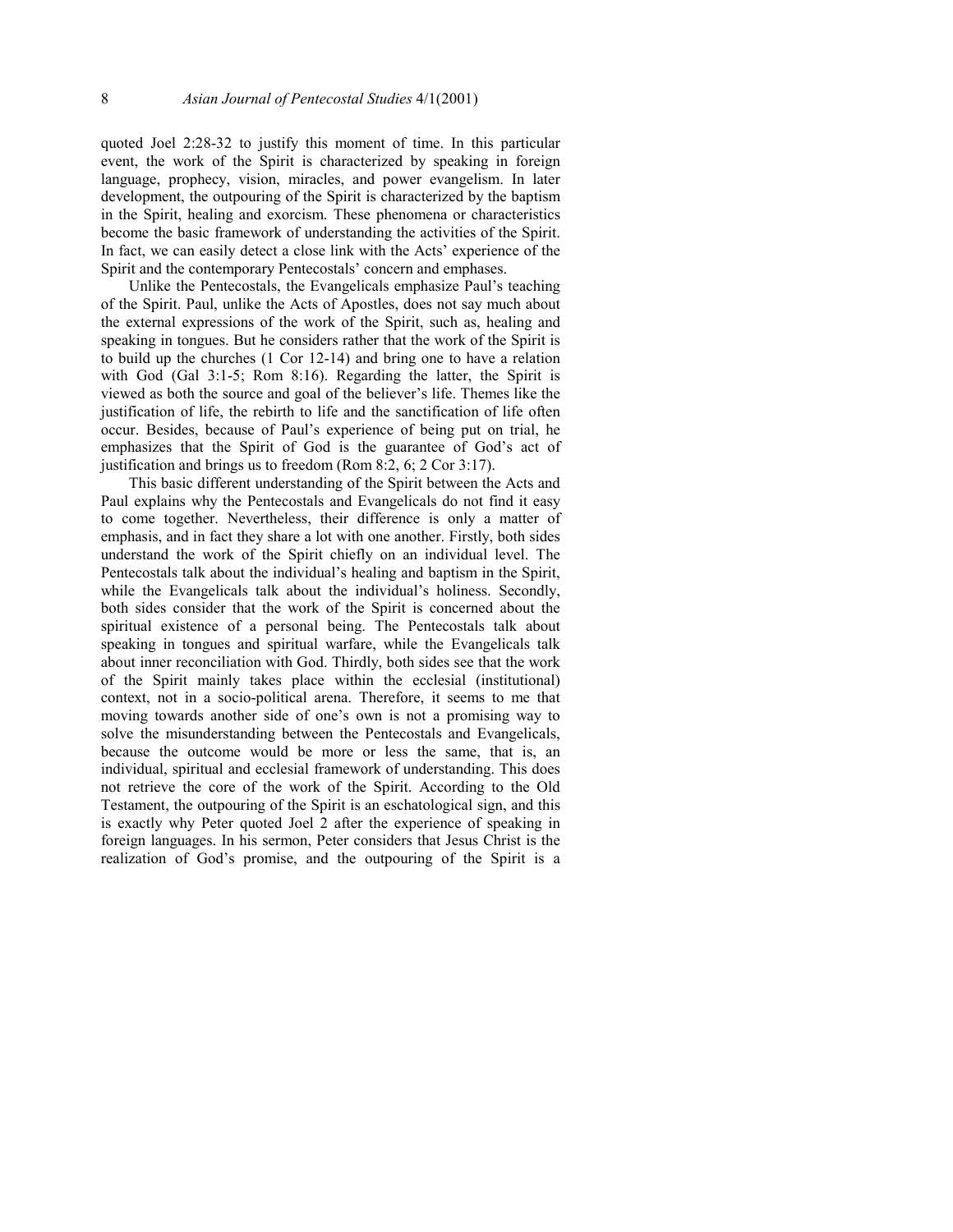quoted Joel 2:28-32 to justify this moment of time. In this particular event, the work of the Spirit is characterized by speaking in foreign language, prophecy, vision, miracles, and power evangelism. In later development, the outpouring of the Spirit is characterized by the baptism in the Spirit, healing and exorcism. These phenomena or characteristics become the basic framework of understanding the activities of the Spirit. In fact, we can easily detect a close link with the Acts' experience of the Spirit and the contemporary Pentecostals' concern and emphases.

Unlike the Pentecostals, the Evangelicals emphasize Paul's teaching of the Spirit. Paul, unlike the Acts of Apostles, does not say much about the external expressions of the work of the Spirit, such as, healing and speaking in tongues. But he considers rather that the work of the Spirit is to build up the churches (1 Cor 12-14) and bring one to have a relation with God (Gal 3:1-5; Rom 8:16). Regarding the latter, the Spirit is viewed as both the source and goal of the believer's life. Themes like the justification of life, the rebirth to life and the sanctification of life often occur. Besides, because of Paul's experience of being put on trial, he emphasizes that the Spirit of God is the guarantee of God's act of justification and brings us to freedom (Rom 8:2, 6; 2 Cor 3:17).

This basic different understanding of the Spirit between the Acts and Paul explains why the Pentecostals and Evangelicals do not find it easy to come together. Nevertheless, their difference is only a matter of emphasis, and in fact they share a lot with one another. Firstly, both sides understand the work of the Spirit chiefly on an individual level. The Pentecostals talk about the individual's healing and baptism in the Spirit, while the Evangelicals talk about the individual's holiness. Secondly, both sides consider that the work of the Spirit is concerned about the spiritual existence of a personal being. The Pentecostals talk about speaking in tongues and spiritual warfare, while the Evangelicals talk about inner reconciliation with God. Thirdly, both sides see that the work of the Spirit mainly takes place within the ecclesial (institutional) context, not in a socio-political arena. Therefore, it seems to me that moving towards another side of one's own is not a promising way to solve the misunderstanding between the Pentecostals and Evangelicals, because the outcome would be more or less the same, that is, an individual, spiritual and ecclesial framework of understanding. This does not retrieve the core of the work of the Spirit. According to the Old Testament, the outpouring of the Spirit is an eschatological sign, and this is exactly why Peter quoted Joel 2 after the experience of speaking in foreign languages. In his sermon, Peter considers that Jesus Christ is the realization of God's promise, and the outpouring of the Spirit is a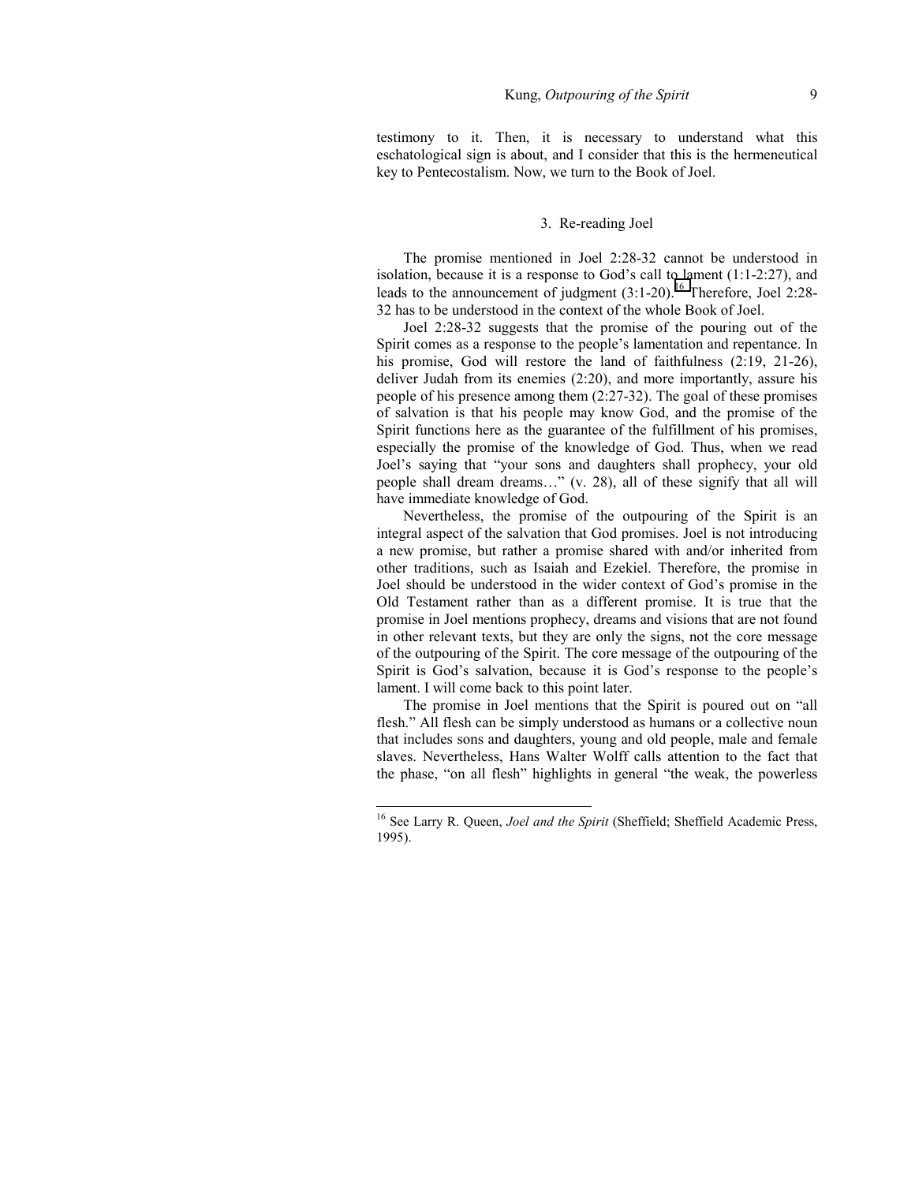testimony to it. Then, it is necessary to understand what this eschatological sign is about, and I consider that this is the hermeneutical key to Pentecostalism. Now, we turn to the Book of Joel.

## 3. Re-reading Joel

The promise mentioned in Joel 2:28-32 cannot be understood in isolation, because it is a response to God's call to lament (1:1-2:27), and leads to the announcement of judgment (3:1-20).[16] Therefore, Joel 2:28-32 has to be understood in the context of the whole Book of Joel.

Joel 2:28-32 suggests that the promise of the pouring out of the Spirit comes as a response to the people's lamentation and repentance. In his promise, God will restore the land of faithfulness (2:19, 21-26), deliver Judah from its enemies (2:20), and more importantly, assure his people of his presence among them (2:27-32). The goal of these promises of salvation is that his people may know God, and the promise of the Spirit functions here as the guarantee of the fulfillment of his promises, especially the promise of the knowledge of God. Thus, when we read Joel's saying that "your sons and daughters shall prophecy, your old people shall dream dreams…" (v. 28), all of these signify that all will have immediate knowledge of God.

Nevertheless, the promise of the outpouring of the Spirit is an integral aspect of the salvation that God promises. Joel is not introducing a new promise, but rather a promise shared with and/or inherited from other traditions, such as Isaiah and Ezekiel. Therefore, the promise in Joel should be understood in the wider context of God's promise in the Old Testament rather than as a different promise. It is true that the promise in Joel mentions prophecy, dreams and visions that are not found in other relevant texts, but they are only the signs, not the core message of the outpouring of the Spirit. The core message of the outpouring of the Spirit is God's salvation, because it is God's response to the people's lament. I will come back to this point later.

The promise in Joel mentions that the Spirit is poured out on "all flesh." All flesh can be simply understood as humans or a collective noun that includes sons and daughters, young and old people, male and female slaves. Nevertheless, Hans Walter Wolff calls attention to the fact that the phase, "on all flesh" highlights in general "the weak, the powerless

---

[16] See Larry R. Queen, *Joel and the Spirit* (Sheffield; Sheffield Academic Press, 1995).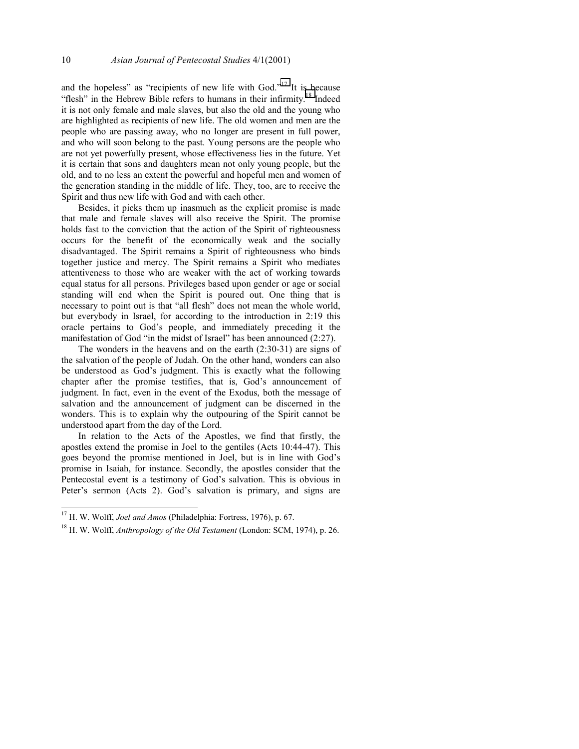and the hopeless" as "recipients of new life with God."[17] It is because "flesh" in the Hebrew Bible refers to humans in their infirmity.[18] Indeed it is not only female and male slaves, but also the old and the young who are highlighted as recipients of new life. The old women and men are the people who are passing away, who no longer are present in full power, and who will soon belong to the past. Young persons are the people who are not yet powerfully present, whose effectiveness lies in the future. Yet it is certain that sons and daughters mean not only young people, but the old, and to no less an extent the powerful and hopeful men and women of the generation standing in the middle of life. They, too, are to receive the Spirit and thus new life with God and with each other.

Besides, it picks them up inasmuch as the explicit promise is made that male and female slaves will also receive the Spirit. The promise holds fast to the conviction that the action of the Spirit of righteousness occurs for the benefit of the economically weak and the socially disadvantaged. The Spirit remains a Spirit of righteousness who binds together justice and mercy. The Spirit remains a Spirit who mediates attentiveness to those who are weaker with the act of working towards equal status for all persons. Privileges based upon gender or age or social standing will end when the Spirit is poured out. One thing that is necessary to point out is that "all flesh" does not mean the whole world, but everybody in Israel, for according to the introduction in 2:19 this oracle pertains to God's people, and immediately preceding it the manifestation of God "in the midst of Israel" has been announced (2:27).

The wonders in the heavens and on the earth (2:30-31) are signs of the salvation of the people of Judah. On the other hand, wonders can also be understood as God's judgment. This is exactly what the following chapter after the promise testifies, that is, God's announcement of judgment. In fact, even in the event of the Exodus, both the message of salvation and the announcement of judgment can be discerned in the wonders. This is to explain why the outpouring of the Spirit cannot be understood apart from the day of the Lord.

In relation to the Acts of the Apostles, we find that firstly, the apostles extend the promise in Joel to the gentiles (Acts 10:44-47). This goes beyond the promise mentioned in Joel, but is in line with God's promise in Isaiah, for instance. Secondly, the apostles consider that the Pentecostal event is a testimony of God's salvation. This is obvious in Peter's sermon (Acts 2). God's salvation is primary, and signs are

---

[17] H. W. Wolff, *Joel and Amos* (Philadelphia: Fortress, 1976), p. 67.

[18] H. W. Wolff, *Anthropology of the Old Testament* (London: SCM, 1974), p. 26.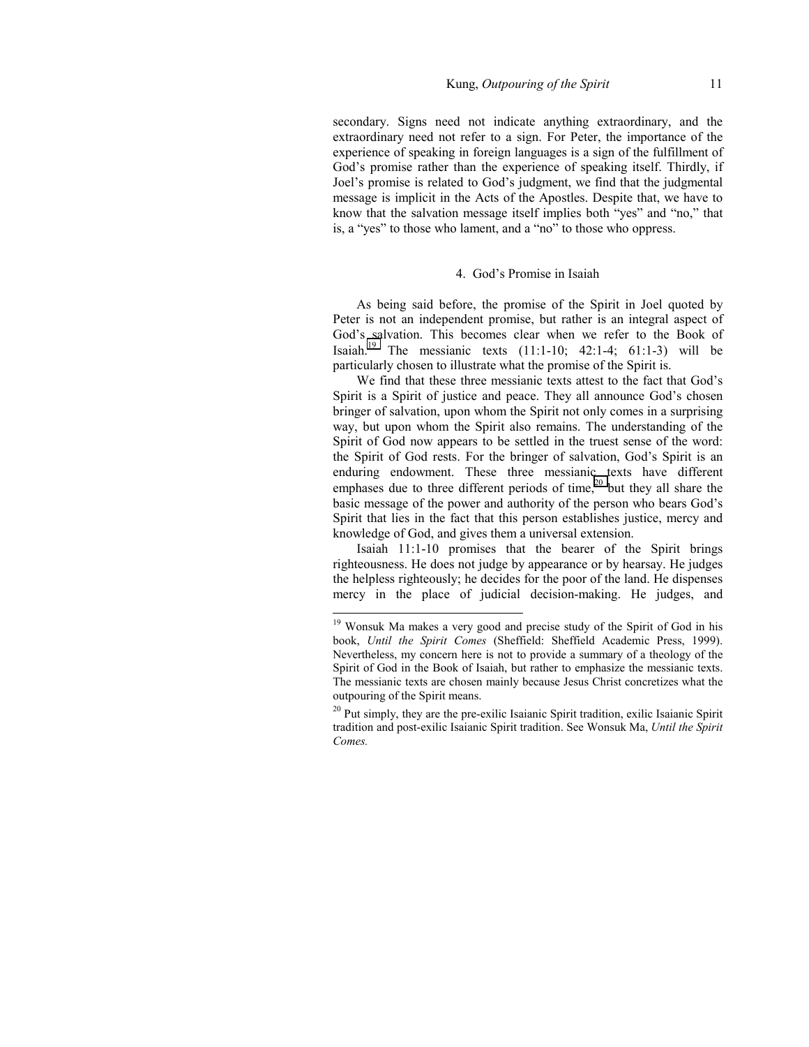secondary. Signs need not indicate anything extraordinary, and the extraordinary need not refer to a sign. For Peter, the importance of the experience of speaking in foreign languages is a sign of the fulfillment of God's promise rather than the experience of speaking itself. Thirdly, if Joel's promise is related to God's judgment, we find that the judgmental message is implicit in the Acts of the Apostles. Despite that, we have to know that the salvation message itself implies both "yes" and "no," that is, a "yes" to those who lament, and a "no" to those who oppress.

## 4. God's Promise in Isaiah

As being said before, the promise of the Spirit in Joel quoted by Peter is not an independent promise, but rather is an integral aspect of God's salvation. This becomes clear when we refer to the Book of Isaiah.[19] The messianic texts (11:1-10; 42:1-4; 61:1-3) will be particularly chosen to illustrate what the promise of the Spirit is.

We find that these three messianic texts attest to the fact that God's Spirit is a Spirit of justice and peace. They all announce God's chosen bringer of salvation, upon whom the Spirit not only comes in a surprising way, but upon whom the Spirit also remains. The understanding of the Spirit of God now appears to be settled in the truest sense of the word: the Spirit of God rests. For the bringer of salvation, God's Spirit is an enduring endowment. These three messianic texts have different emphases due to three different periods of time,[20] but they all share the basic message of the power and authority of the person who bears God's Spirit that lies in the fact that this person establishes justice, mercy and knowledge of God, and gives them a universal extension.

Isaiah 11:1-10 promises that the bearer of the Spirit brings righteousness. He does not judge by appearance or by hearsay. He judges the helpless righteously; he decides for the poor of the land. He dispenses mercy in the place of judicial decision-making. He judges, and

---

[19] Wonsuk Ma makes a very good and precise study of the Spirit of God in his book, *Until the Spirit Comes* (Sheffield: Sheffield Academic Press, 1999). Nevertheless, my concern here is not to provide a summary of a theology of the Spirit of God in the Book of Isaiah, but rather to emphasize the messianic texts. The messianic texts are chosen mainly because Jesus Christ concretizes what the outpouring of the Spirit means.

[20] Put simply, they are the pre-exilic Isaianic Spirit tradition, exilic Isaianic Spirit tradition and post-exilic Isaianic Spirit tradition. See Wonsuk Ma, *Until the Spirit Comes.*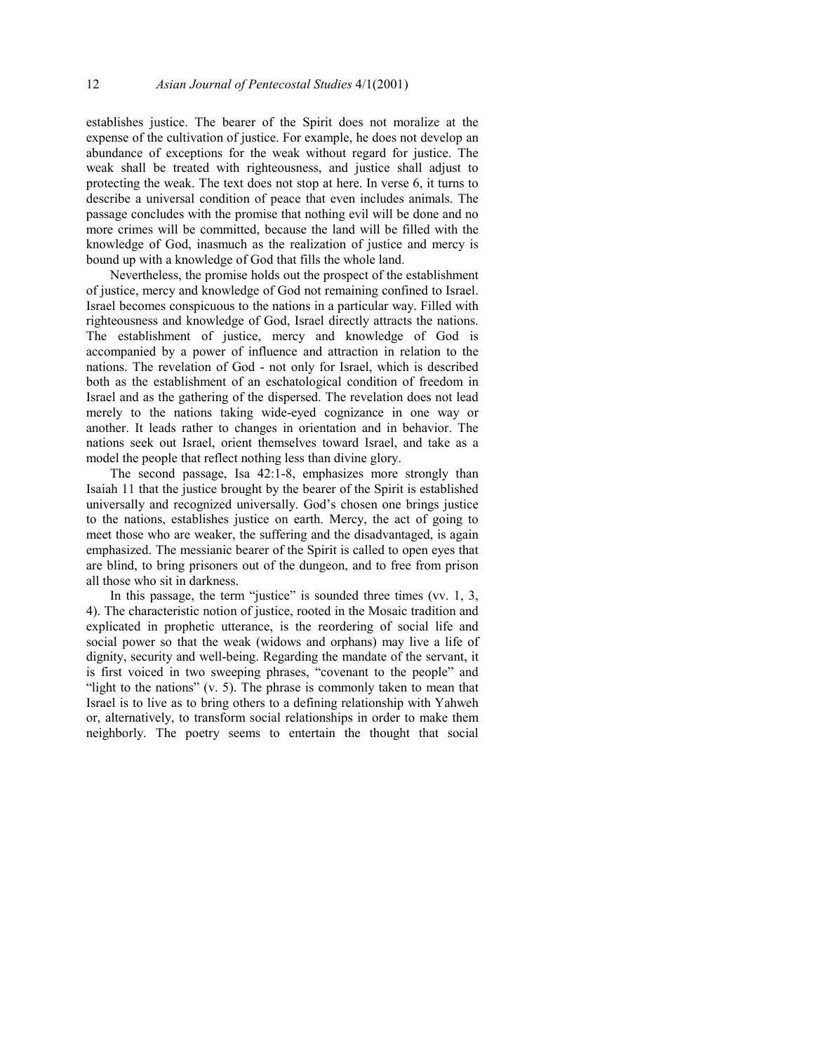establishes justice. The bearer of the Spirit does not moralize at the expense of the cultivation of justice. For example, he does not develop an abundance of exceptions for the weak without regard for justice. The weak shall be treated with righteousness, and justice shall adjust to protecting the weak. The text does not stop at here. In verse 6, it turns to describe a universal condition of peace that even includes animals. The passage concludes with the promise that nothing evil will be done and no more crimes will be committed, because the land will be filled with the knowledge of God, inasmuch as the realization of justice and mercy is bound up with a knowledge of God that fills the whole land.

Nevertheless, the promise holds out the prospect of the establishment of justice, mercy and knowledge of God not remaining confined to Israel. Israel becomes conspicuous to the nations in a particular way. Filled with righteousness and knowledge of God, Israel directly attracts the nations. The establishment of justice, mercy and knowledge of God is accompanied by a power of influence and attraction in relation to the nations. The revelation of God - not only for Israel, which is described both as the establishment of an eschatological condition of freedom in Israel and as the gathering of the dispersed. The revelation does not lead merely to the nations taking wide-eyed cognizance in one way or another. It leads rather to changes in orientation and in behavior. The nations seek out Israel, orient themselves toward Israel, and take as a model the people that reflect nothing less than divine glory.

The second passage, Isa 42:1-8, emphasizes more strongly than Isaiah 11 that the justice brought by the bearer of the Spirit is established universally and recognized universally. God's chosen one brings justice to the nations, establishes justice on earth. Mercy, the act of going to meet those who are weaker, the suffering and the disadvantaged, is again emphasized. The messianic bearer of the Spirit is called to open eyes that are blind, to bring prisoners out of the dungeon, and to free from prison all those who sit in darkness.

In this passage, the term "justice" is sounded three times (vv. 1, 3, 4). The characteristic notion of justice, rooted in the Mosaic tradition and explicated in prophetic utterance, is the reordering of social life and social power so that the weak (widows and orphans) may live a life of dignity, security and well-being. Regarding the mandate of the servant, it is first voiced in two sweeping phrases, "covenant to the people" and "light to the nations" (v. 5). The phrase is commonly taken to mean that Israel is to live as to bring others to a defining relationship with Yahweh or, alternatively, to transform social relationships in order to make them neighborly. The poetry seems to entertain the thought that social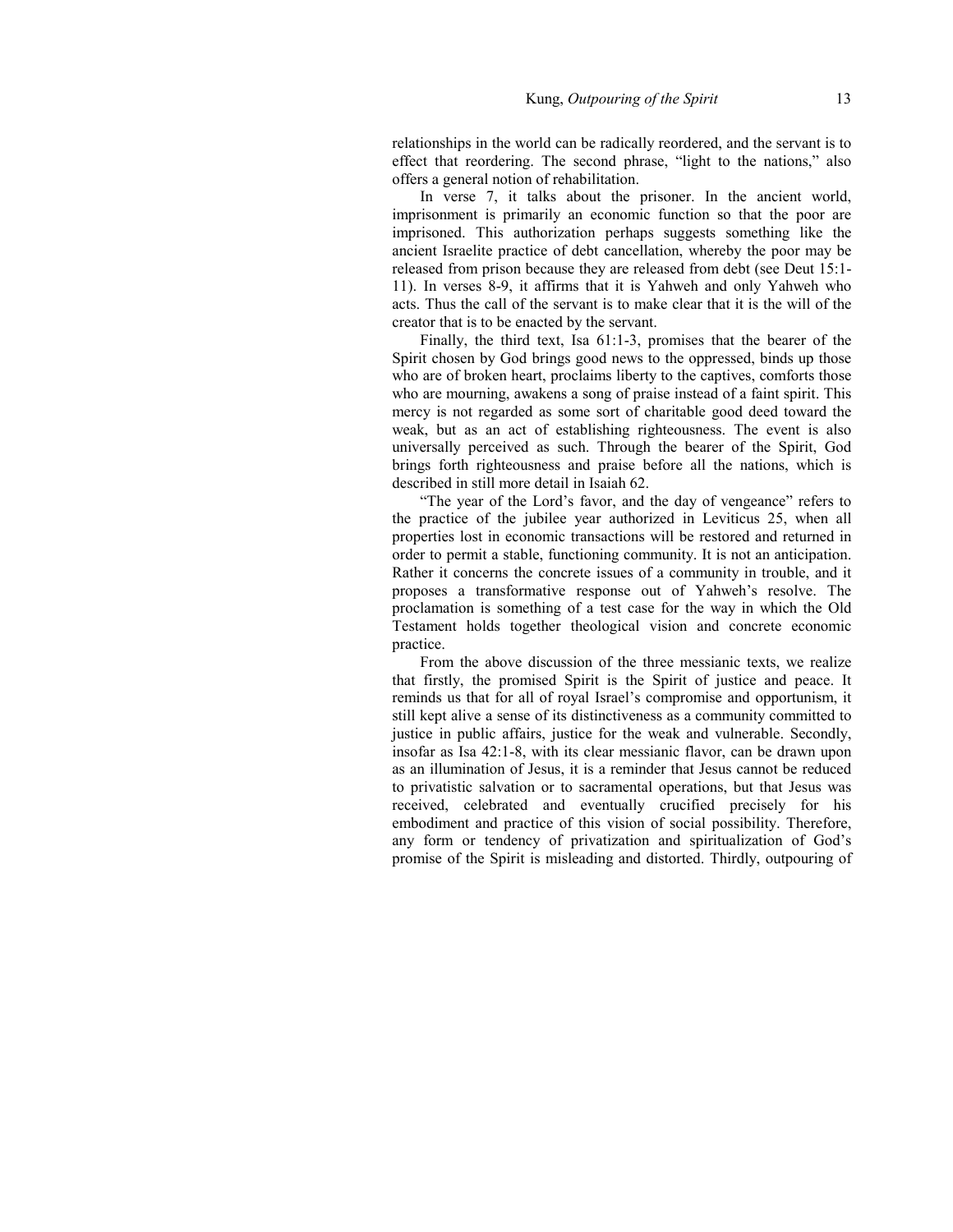relationships in the world can be radically reordered, and the servant is to effect that reordering. The second phrase, "light to the nations," also offers a general notion of rehabilitation.

In verse 7, it talks about the prisoner. In the ancient world, imprisonment is primarily an economic function so that the poor are imprisoned. This authorization perhaps suggests something like the ancient Israelite practice of debt cancellation, whereby the poor may be released from prison because they are released from debt (see Deut 15:1-11). In verses 8-9, it affirms that it is Yahweh and only Yahweh who acts. Thus the call of the servant is to make clear that it is the will of the creator that is to be enacted by the servant.

Finally, the third text, Isa 61:1-3, promises that the bearer of the Spirit chosen by God brings good news to the oppressed, binds up those who are of broken heart, proclaims liberty to the captives, comforts those who are mourning, awakens a song of praise instead of a faint spirit. This mercy is not regarded as some sort of charitable good deed toward the weak, but as an act of establishing righteousness. The event is also universally perceived as such. Through the bearer of the Spirit, God brings forth righteousness and praise before all the nations, which is described in still more detail in Isaiah 62.

"The year of the Lord's favor, and the day of vengeance" refers to the practice of the jubilee year authorized in Leviticus 25, when all properties lost in economic transactions will be restored and returned in order to permit a stable, functioning community. It is not an anticipation. Rather it concerns the concrete issues of a community in trouble, and it proposes a transformative response out of Yahweh's resolve. The proclamation is something of a test case for the way in which the Old Testament holds together theological vision and concrete economic practice.

From the above discussion of the three messianic texts, we realize that firstly, the promised Spirit is the Spirit of justice and peace. It reminds us that for all of royal Israel's compromise and opportunism, it still kept alive a sense of its distinctiveness as a community committed to justice in public affairs, justice for the weak and vulnerable. Secondly, insofar as Isa 42:1-8, with its clear messianic flavor, can be drawn upon as an illumination of Jesus, it is a reminder that Jesus cannot be reduced to privatistic salvation or to sacramental operations, but that Jesus was received, celebrated and eventually crucified precisely for his embodiment and practice of this vision of social possibility. Therefore, any form or tendency of privatization and spiritualization of God's promise of the Spirit is misleading and distorted. Thirdly, outpouring of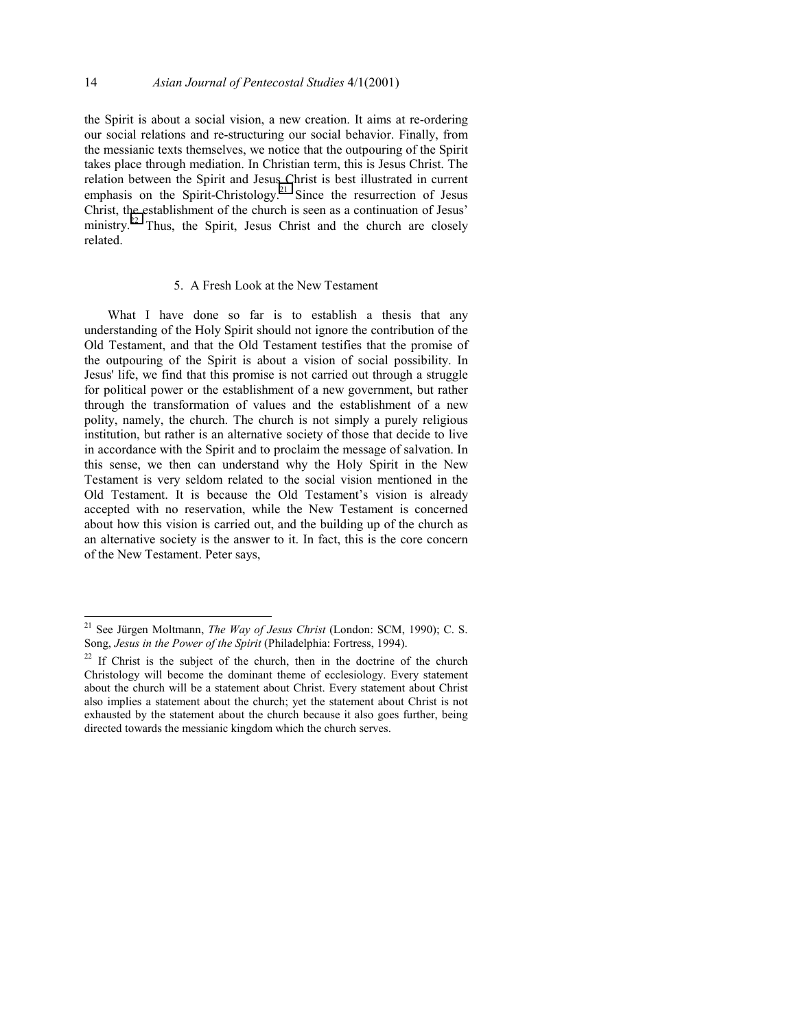the Spirit is about a social vision, a new creation. It aims at re-ordering our social relations and re-structuring our social behavior. Finally, from the messianic texts themselves, we notice that the outpouring of the Spirit takes place through mediation. In Christian term, this is Jesus Christ. The relation between the Spirit and Jesus Christ is best illustrated in current emphasis on the Spirit-Christology.[21] Since the resurrection of Jesus Christ, the establishment of the church is seen as a continuation of Jesus' ministry.[22] Thus, the Spirit, Jesus Christ and the church are closely related.

## 5. A Fresh Look at the New Testament

What I have done so far is to establish a thesis that any understanding of the Holy Spirit should not ignore the contribution of the Old Testament, and that the Old Testament testifies that the promise of the outpouring of the Spirit is about a vision of social possibility. In Jesus' life, we find that this promise is not carried out through a struggle for political power or the establishment of a new government, but rather through the transformation of values and the establishment of a new polity, namely, the church. The church is not simply a purely religious institution, but rather is an alternative society of those that decide to live in accordance with the Spirit and to proclaim the message of salvation. In this sense, we then can understand why the Holy Spirit in the New Testament is very seldom related to the social vision mentioned in the Old Testament. It is because the Old Testament's vision is already accepted with no reservation, while the New Testament is concerned about how this vision is carried out, and the building up of the church as an alternative society is the answer to it. In fact, this is the core concern of the New Testament. Peter says,

---

[21] See Jürgen Moltmann, *The Way of Jesus Christ* (London: SCM, 1990); C. S. Song, *Jesus in the Power of the Spirit* (Philadelphia: Fortress, 1994).

[22] If Christ is the subject of the church, then in the doctrine of the church Christology will become the dominant theme of ecclesiology. Every statement about the church will be a statement about Christ. Every statement about Christ also implies a statement about the church; yet the statement about Christ is not exhausted by the statement about the church because it also goes further, being directed towards the messianic kingdom which the church serves.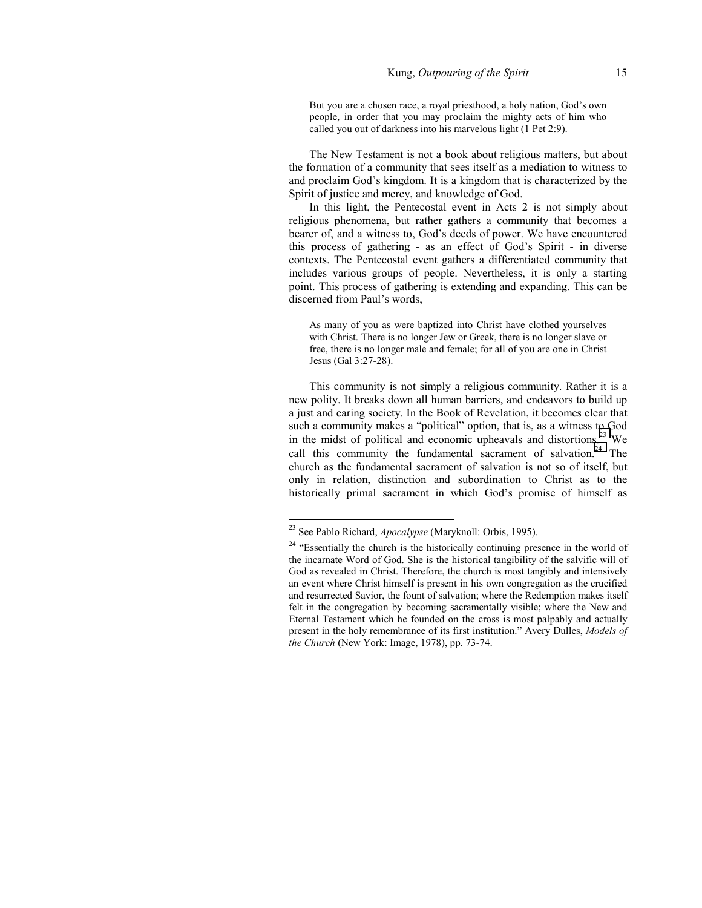> But you are a chosen race, a royal priesthood, a holy nation, God's own people, in order that you may proclaim the mighty acts of him who called you out of darkness into his marvelous light (1 Pet 2:9).

The New Testament is not a book about religious matters, but about the formation of a community that sees itself as a mediation to witness to and proclaim God's kingdom. It is a kingdom that is characterized by the Spirit of justice and mercy, and knowledge of God.

In this light, the Pentecostal event in Acts 2 is not simply about religious phenomena, but rather gathers a community that becomes a bearer of, and a witness to, God's deeds of power. We have encountered this process of gathering - as an effect of God's Spirit - in diverse contexts. The Pentecostal event gathers a differentiated community that includes various groups of people. Nevertheless, it is only a starting point. This process of gathering is extending and expanding. This can be discerned from Paul's words,

> As many of you as were baptized into Christ have clothed yourselves with Christ. There is no longer Jew or Greek, there is no longer slave or free, there is no longer male and female; for all of you are one in Christ Jesus (Gal 3:27-28).

This community is not simply a religious community. Rather it is a new polity. It breaks down all human barriers, and endeavors to build up a just and caring society. In the Book of Revelation, it becomes clear that such a community makes a "political" option, that is, as a witness to God in the midst of political and economic upheavals and distortions.[23] We call this community the fundamental sacrament of salvation.[24] The church as the fundamental sacrament of salvation is not so of itself, but only in relation, distinction and subordination to Christ as to the historically primal sacrament in which God's promise of himself as

---

[23] See Pablo Richard, *Apocalypse* (Maryknoll: Orbis, 1995).

[24] "Essentially the church is the historically continuing presence in the world of the incarnate Word of God. She is the historical tangibility of the salvific will of God as revealed in Christ. Therefore, the church is most tangibly and intensively an event where Christ himself is present in his own congregation as the crucified and resurrected Savior, the fount of salvation; where the Redemption makes itself felt in the congregation by becoming sacramentally visible; where the New and Eternal Testament which he founded on the cross is most palpably and actually present in the holy remembrance of its first institution." Avery Dulles, *Models of the Church* (New York: Image, 1978), pp. 73-74.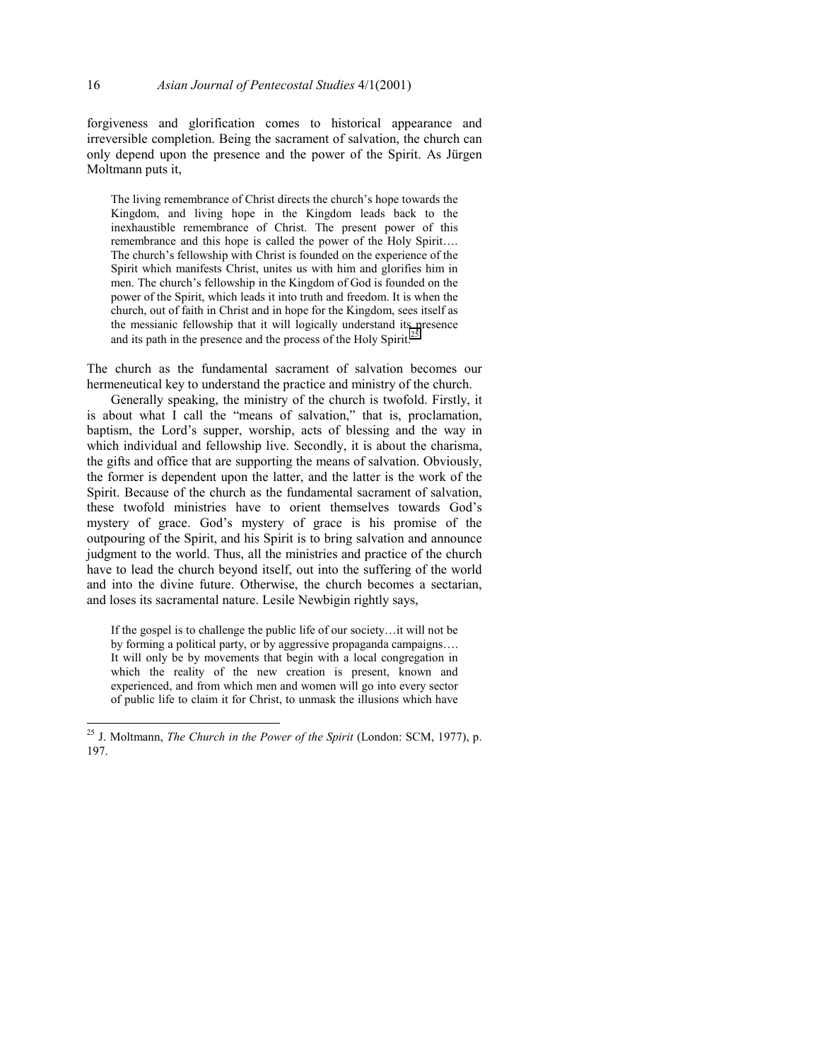forgiveness and glorification comes to historical appearance and irreversible completion. Being the sacrament of salvation, the church can only depend upon the presence and the power of the Spirit. As Jürgen Moltmann puts it,

> The living remembrance of Christ directs the church's hope towards the Kingdom, and living hope in the Kingdom leads back to the inexhaustible remembrance of Christ. The present power of this remembrance and this hope is called the power of the Holy Spirit…. The church's fellowship with Christ is founded on the experience of the Spirit which manifests Christ, unites us with him and glorifies him in men. The church's fellowship in the Kingdom of God is founded on the power of the Spirit, which leads it into truth and freedom. It is when the church, out of faith in Christ and in hope for the Kingdom, sees itself as the messianic fellowship that it will logically understand its presence and its path in the presence and the process of the Holy Spirit.[25]

The church as the fundamental sacrament of salvation becomes our hermeneutical key to understand the practice and ministry of the church.

Generally speaking, the ministry of the church is twofold. Firstly, it is about what I call the "means of salvation," that is, proclamation, baptism, the Lord's supper, worship, acts of blessing and the way in which individual and fellowship live. Secondly, it is about the charisma, the gifts and office that are supporting the means of salvation. Obviously, the former is dependent upon the latter, and the latter is the work of the Spirit. Because of the church as the fundamental sacrament of salvation, these twofold ministries have to orient themselves towards God's mystery of grace. God's mystery of grace is his promise of the outpouring of the Spirit, and his Spirit is to bring salvation and announce judgment to the world. Thus, all the ministries and practice of the church have to lead the church beyond itself, out into the suffering of the world and into the divine future. Otherwise, the church becomes a sectarian, and loses its sacramental nature. Lesile Newbigin rightly says,

> If the gospel is to challenge the public life of our society…it will not be by forming a political party, or by aggressive propaganda campaigns…. It will only be by movements that begin with a local congregation in which the reality of the new creation is present, known and experienced, and from which men and women will go into every sector of public life to claim it for Christ, to unmask the illusions which have

---

[25] J. Moltmann, *The Church in the Power of the Spirit* (London: SCM, 1977), p. 197.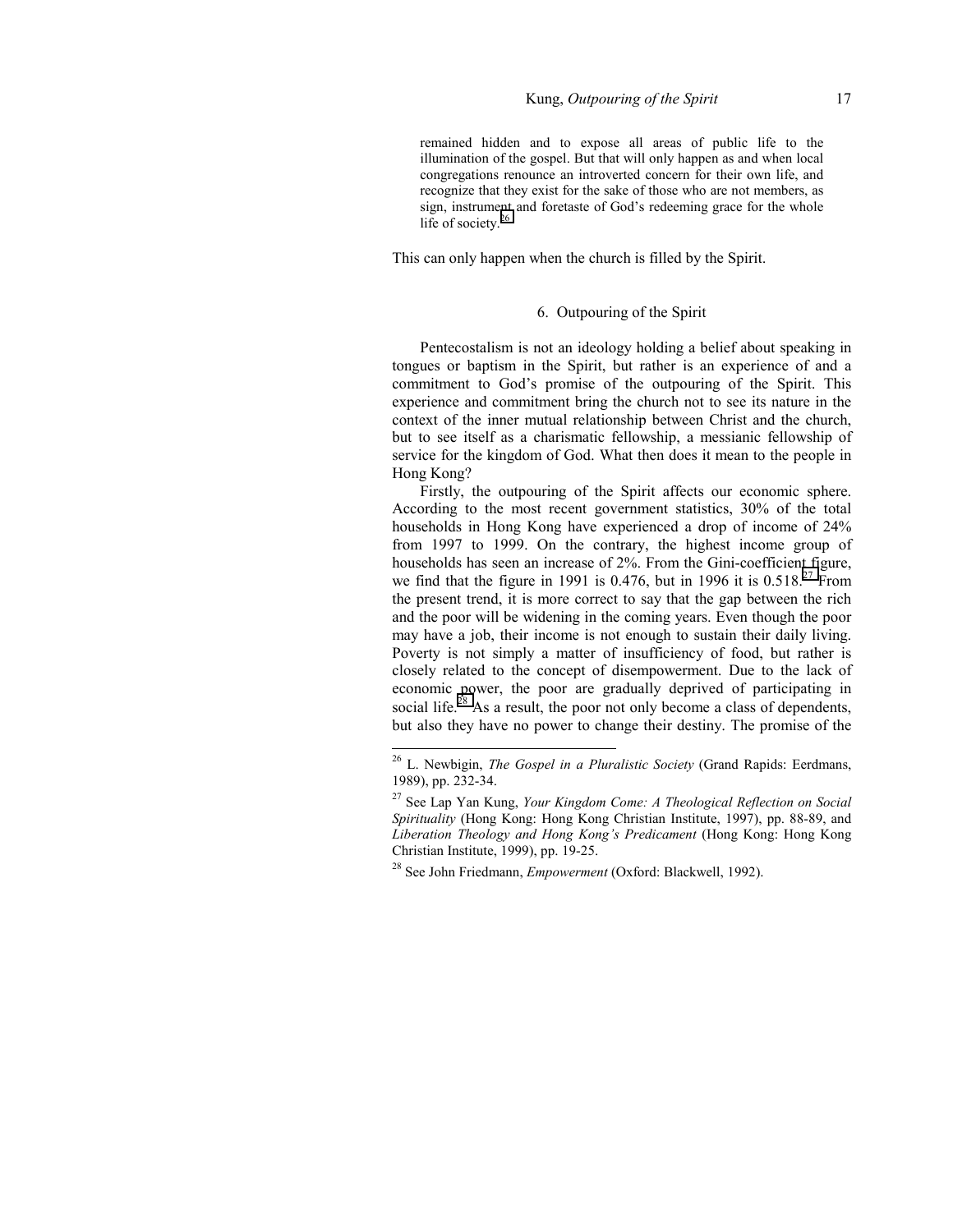> remained hidden and to expose all areas of public life to the illumination of the gospel. But that will only happen as and when local congregations renounce an introverted concern for their own life, and recognize that they exist for the sake of those who are not members, as sign, instrument and foretaste of God's redeeming grace for the whole life of society.[26]

This can only happen when the church is filled by the Spirit.

## 6. Outpouring of the Spirit

Pentecostalism is not an ideology holding a belief about speaking in tongues or baptism in the Spirit, but rather is an experience of and a commitment to God's promise of the outpouring of the Spirit. This experience and commitment bring the church not to see its nature in the context of the inner mutual relationship between Christ and the church, but to see itself as a charismatic fellowship, a messianic fellowship of service for the kingdom of God. What then does it mean to the people in Hong Kong?

Firstly, the outpouring of the Spirit affects our economic sphere. According to the most recent government statistics, 30% of the total households in Hong Kong have experienced a drop of income of 24% from 1997 to 1999. On the contrary, the highest income group of households has seen an increase of 2%. From the Gini-coefficient figure, we find that the figure in 1991 is 0.476, but in 1996 it is 0.518.[27] From the present trend, it is more correct to say that the gap between the rich and the poor will be widening in the coming years. Even though the poor may have a job, their income is not enough to sustain their daily living. Poverty is not simply a matter of insufficiency of food, but rather is closely related to the concept of disempowerment. Due to the lack of economic power, the poor are gradually deprived of participating in social life.[28] As a result, the poor not only become a class of dependents, but also they have no power to change their destiny. The promise of the

---

[26] L. Newbigin, *The Gospel in a Pluralistic Society* (Grand Rapids: Eerdmans, 1989), pp. 232-34.

[27] See Lap Yan Kung, *Your Kingdom Come: A Theological Reflection on Social Spirituality* (Hong Kong: Hong Kong Christian Institute, 1997), pp. 88-89, and *Liberation Theology and Hong Kong's Predicament* (Hong Kong: Hong Kong Christian Institute, 1999), pp. 19-25.

[28] See John Friedmann, *Empowerment* (Oxford: Blackwell, 1992).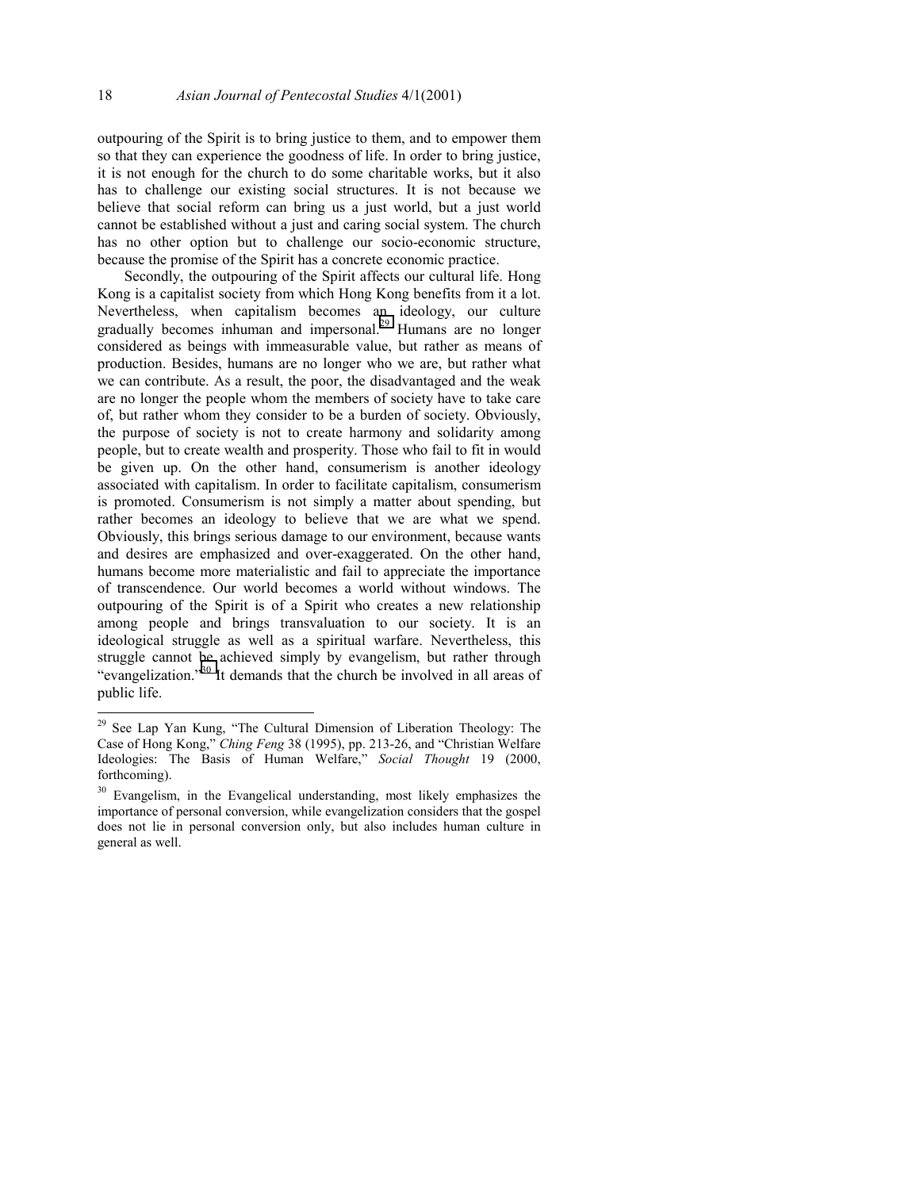outpouring of the Spirit is to bring justice to them, and to empower them so that they can experience the goodness of life. In order to bring justice, it is not enough for the church to do some charitable works, but it also has to challenge our existing social structures. It is not because we believe that social reform can bring us a just world, but a just world cannot be established without a just and caring social system. The church has no other option but to challenge our socio-economic structure, because the promise of the Spirit has a concrete economic practice.

Secondly, the outpouring of the Spirit affects our cultural life. Hong Kong is a capitalist society from which Hong Kong benefits from it a lot. Nevertheless, when capitalism becomes an ideology, our culture gradually becomes inhuman and impersonal.[29] Humans are no longer considered as beings with immeasurable value, but rather as means of production. Besides, humans are no longer who we are, but rather what we can contribute. As a result, the poor, the disadvantaged and the weak are no longer the people whom the members of society have to take care of, but rather whom they consider to be a burden of society. Obviously, the purpose of society is not to create harmony and solidarity among people, but to create wealth and prosperity. Those who fail to fit in would be given up. On the other hand, consumerism is another ideology associated with capitalism. In order to facilitate capitalism, consumerism is promoted. Consumerism is not simply a matter about spending, but rather becomes an ideology to believe that we are what we spend. Obviously, this brings serious damage to our environment, because wants and desires are emphasized and over-exaggerated. On the other hand, humans become more materialistic and fail to appreciate the importance of transcendence. Our world becomes a world without windows. The outpouring of the Spirit is of a Spirit who creates a new relationship among people and brings transvaluation to our society. It is an ideological struggle as well as a spiritual warfare. Nevertheless, this struggle cannot be achieved simply by evangelism, but rather through "evangelization."[30] It demands that the church be involved in all areas of public life.

---

[29] See Lap Yan Kung, "The Cultural Dimension of Liberation Theology: The Case of Hong Kong," *Ching Feng* 38 (1995), pp. 213-26, and "Christian Welfare Ideologies: The Basis of Human Welfare," *Social Thought* 19 (2000, forthcoming).

[30] Evangelism, in the Evangelical understanding, most likely emphasizes the importance of personal conversion, while evangelization considers that the gospel does not lie in personal conversion only, but also includes human culture in general as well.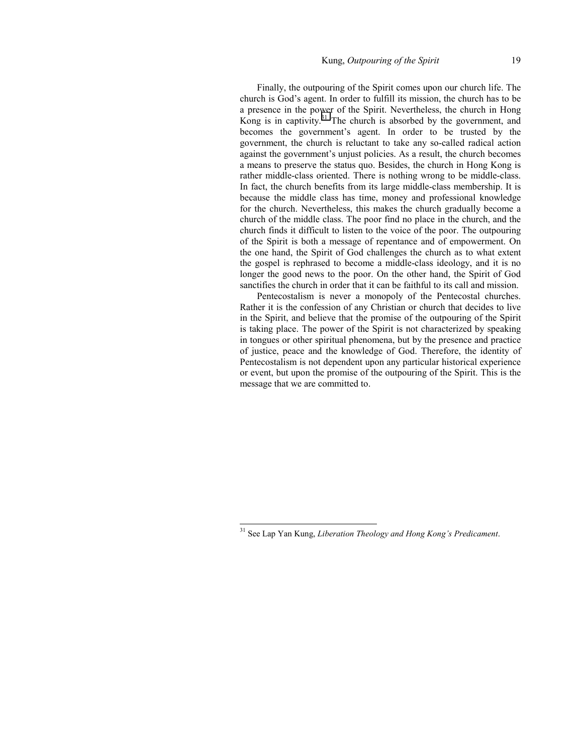Finally, the outpouring of the Spirit comes upon our church life. The church is God's agent. In order to fulfill its mission, the church has to be a presence in the power of the Spirit. Nevertheless, the church in Hong Kong is in captivity.[31] The church is absorbed by the government, and becomes the government's agent. In order to be trusted by the government, the church is reluctant to take any so-called radical action against the government's unjust policies. As a result, the church becomes a means to preserve the status quo. Besides, the church in Hong Kong is rather middle-class oriented. There is nothing wrong to be middle-class. In fact, the church benefits from its large middle-class membership. It is because the middle class has time, money and professional knowledge for the church. Nevertheless, this makes the church gradually become a church of the middle class. The poor find no place in the church, and the church finds it difficult to listen to the voice of the poor. The outpouring of the Spirit is both a message of repentance and of empowerment. On the one hand, the Spirit of God challenges the church as to what extent the gospel is rephrased to become a middle-class ideology, and it is no longer the good news to the poor. On the other hand, the Spirit of God sanctifies the church in order that it can be faithful to its call and mission.

Pentecostalism is never a monopoly of the Pentecostal churches. Rather it is the confession of any Christian or church that decides to live in the Spirit, and believe that the promise of the outpouring of the Spirit is taking place. The power of the Spirit is not characterized by speaking in tongues or other spiritual phenomena, but by the presence and practice of justice, peace and the knowledge of God. Therefore, the identity of Pentecostalism is not dependent upon any particular historical experience or event, but upon the promise of the outpouring of the Spirit. This is the message that we are committed to.

---

[31] See Lap Yan Kung, *Liberation Theology and Hong Kong's Predicament*.